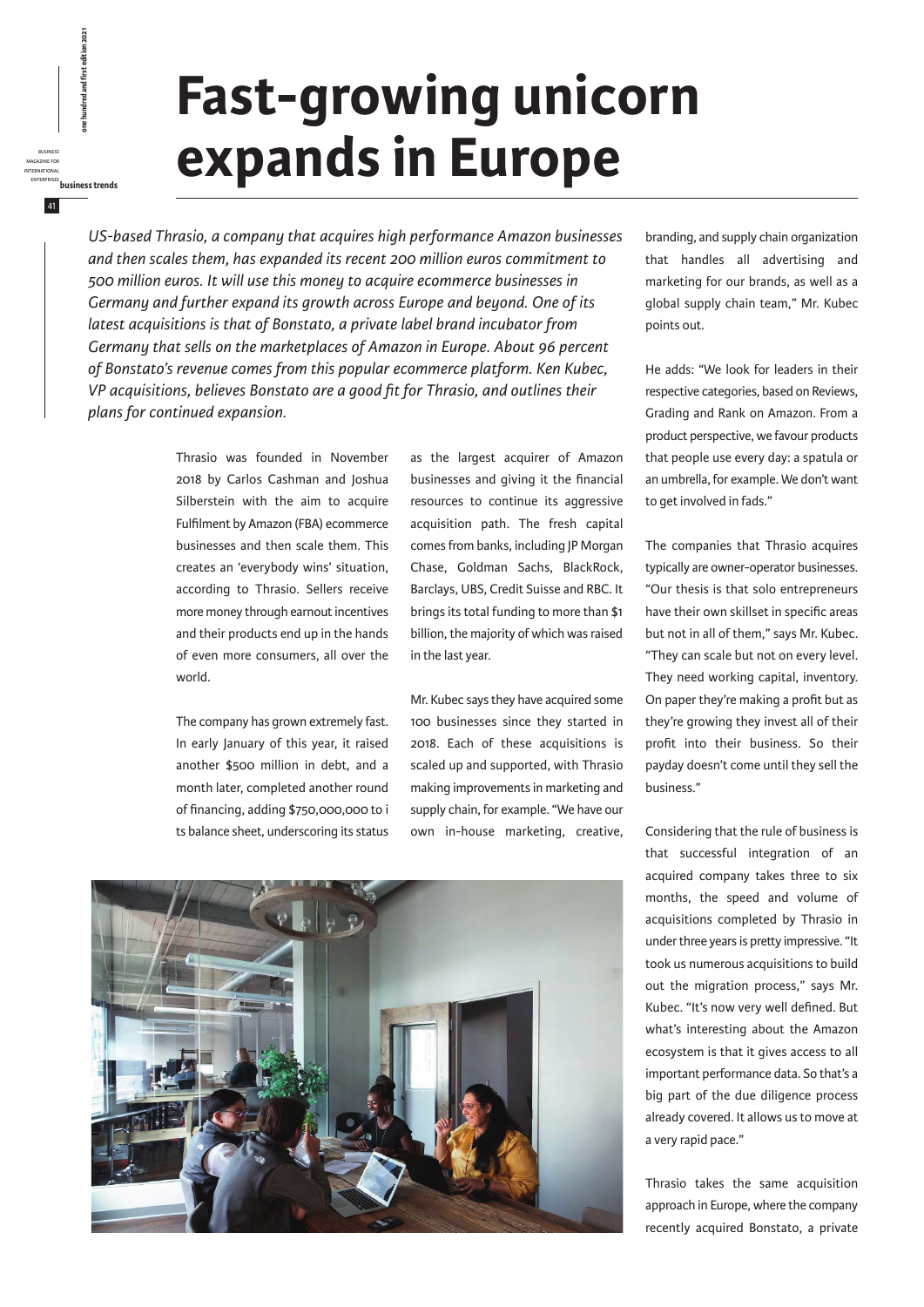# Fast-growing unicorn expands in Europe

*US-based Thrasio, a company that acquires high performance Amazon businesses and then scales them, has expanded its recent 200 million euros commitment to 500 million euros. It will use this money to acquire ecommerce businesses in Germany and further expand its growth across Europe and beyond. One of its latest acquisitions is that of Bonstato, a private label brand incubator from Germany that sells on the marketplaces of Amazon in Europe. About 96 percent of Bonstato's revenue comes from this popular ecommerce platform. Ken Kubec, VP acquisitions, believes Bonstato are a good fit for Thrasio, and outlines their plans for continued expansion.*

Thrasio was founded in November 2018 by Carlos Cashman and Joshua Silberstein with the aim to acquire Fulfilment by Amazon (FBA) ecommerce businesses and then scale them. This creates an 'everybody wins' situation, according to Thrasio. Sellers receive more money through earnout incentives and their products end up in the hands of even more consumers, all over the world.

The company has grown extremely fast. In early January of this year, it raised another $500 million in debt, and a month later, completed another round of financing, adding $750,000,000 to its balance sheet, underscoring its status as the largest acquirer of Amazon businesses and giving it the financial resources to continue its aggressive acquisition path. The fresh capital comes from banks, including JP Morgan Chase, Goldman Sachs, BlackRock, Barclays, UBS, Credit Suisse and RBC. It brings its total funding to more than $1 billion, the majority of which was raised in the last year.

Mr. Kubec says they have acquired some 100 businesses since they started in 2018. Each of these acquisitions is scaled up and supported, with Thrasio making improvements in marketing and supply chain, for example. "We have our own in-house marketing, creative, branding, and supply chain organization that handles all advertising and marketing for our brands, as well as a global supply chain team," Mr. Kubec points out.

He adds: "We look for leaders in their respective categories, based on Reviews, Grading and Rank on Amazon. From a product perspective, we favour products that people use every day: a spatula or an umbrella, for example. We don't want to get involved in fads."

The companies that Thrasio acquires typically are owner-operator businesses. "Our thesis is that solo entrepreneurs have their own skillset in specific areas but not in all of them," says Mr. Kubec. "They can scale but not on every level. They need working capital, inventory. On paper they're making a profit but as they're growing they invest all of their profit into their business. So their payday doesn't come until they sell the business."

Considering that the rule of business is that successful integration of an acquired company takes three to six months, the speed and volume of acquisitions completed by Thrasio in under three years is pretty impressive. "It took us numerous acquisitions to build out the migration process," says Mr. Kubec. "It's now very well defined. But what's interesting about the Amazon ecosystem is that it gives access to all important performance data. So that's a big part of the due diligence process already covered. It allows us to move at a very rapid pace."

Thrasio takes the same acquisition approach in Europe, where the company recently acquired Bonstato, a private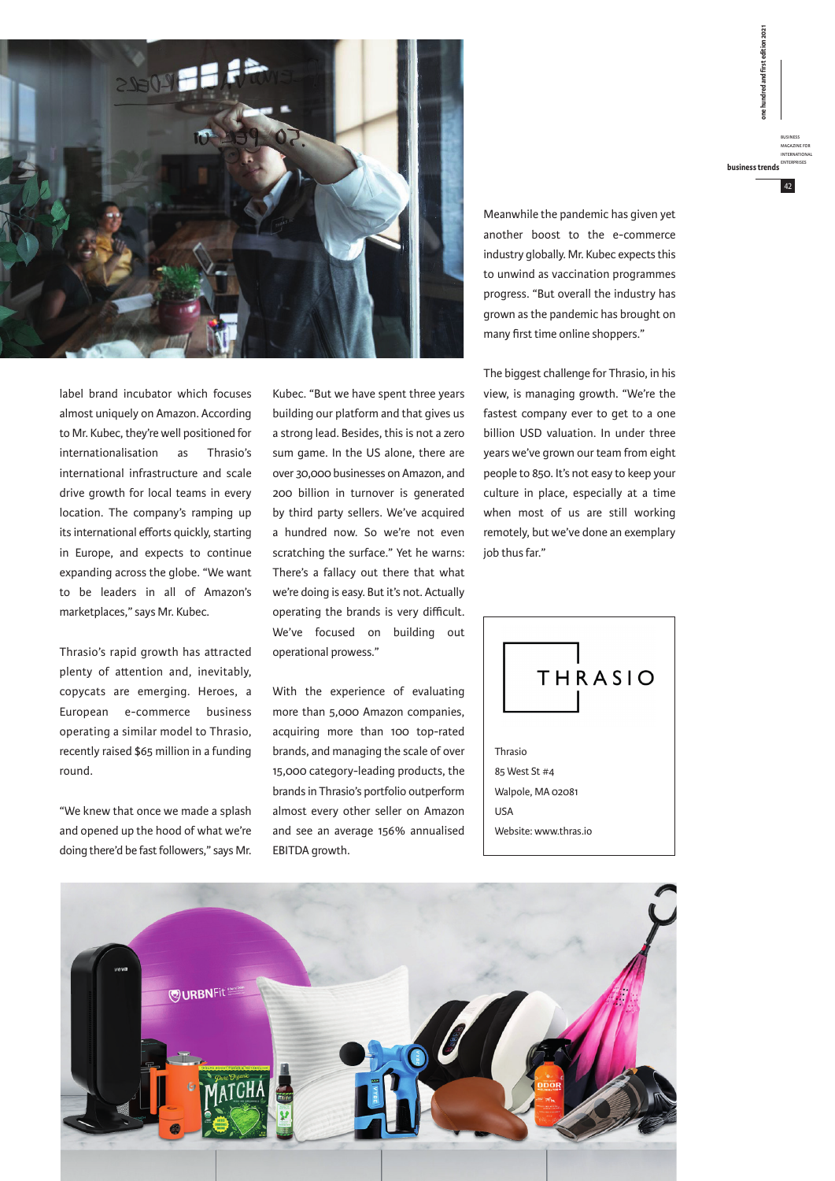label brand incubator which focuses almost uniquely on Amazon. According to Mr. Kubec, they're well positioned for internationalisation as Thrasio's international infrastructure and scale drive growth for local teams in every location. The company's ramping up its international efforts quickly, starting in Europe, and expects to continue expanding across the globe. "We want to be leaders in all of Amazon's marketplaces," says Mr. Kubec.

Thrasio's rapid growth has attracted plenty of attention and, inevitably, copycats are emerging. Heroes, a European e-commerce business operating a similar model to Thrasio, recently raised $65 million in a funding round.

"We knew that once we made a splash and opened up the hood of what we're doing there'd be fast followers," says Mr. Kubec. "But we have spent three years building our platform and that gives us a strong lead. Besides, this is not a zero sum game. In the US alone, there are over 30,000 businesses on Amazon, and 200 billion in turnover is generated by third party sellers. We've acquired a hundred now. So we're not even scratching the surface." Yet he warns: There's a fallacy out there that what we're doing is easy. But it's not. Actually operating the brands is very difficult. We've focused on building out operational prowess."

With the experience of evaluating more than 5,000 Amazon companies, acquiring more than 100 top-rated brands, and managing the scale of over 15,000 category-leading products, the brands in Thrasio's portfolio outperform almost every other seller on Amazon and see an average 156% annualised EBITDA growth.

Meanwhile the pandemic has given yet another boost to the e-commerce industry globally. Mr. Kubec expects this to unwind as vaccination programmes progress. "But overall the industry has grown as the pandemic has brought on many first time online shoppers."

The biggest challenge for Thrasio, in his view, is managing growth. "We're the fastest company ever to get to a one billion USD valuation. In under three years we've grown our team from eight people to 850. It's not easy to keep your culture in place, especially at a time when most of us are still working remotely, but we've done an exemplary job thus far."

THRASIO

Thrasio
85 West St #4
Walpole, MA 02081
USA
Website: www.thras.io